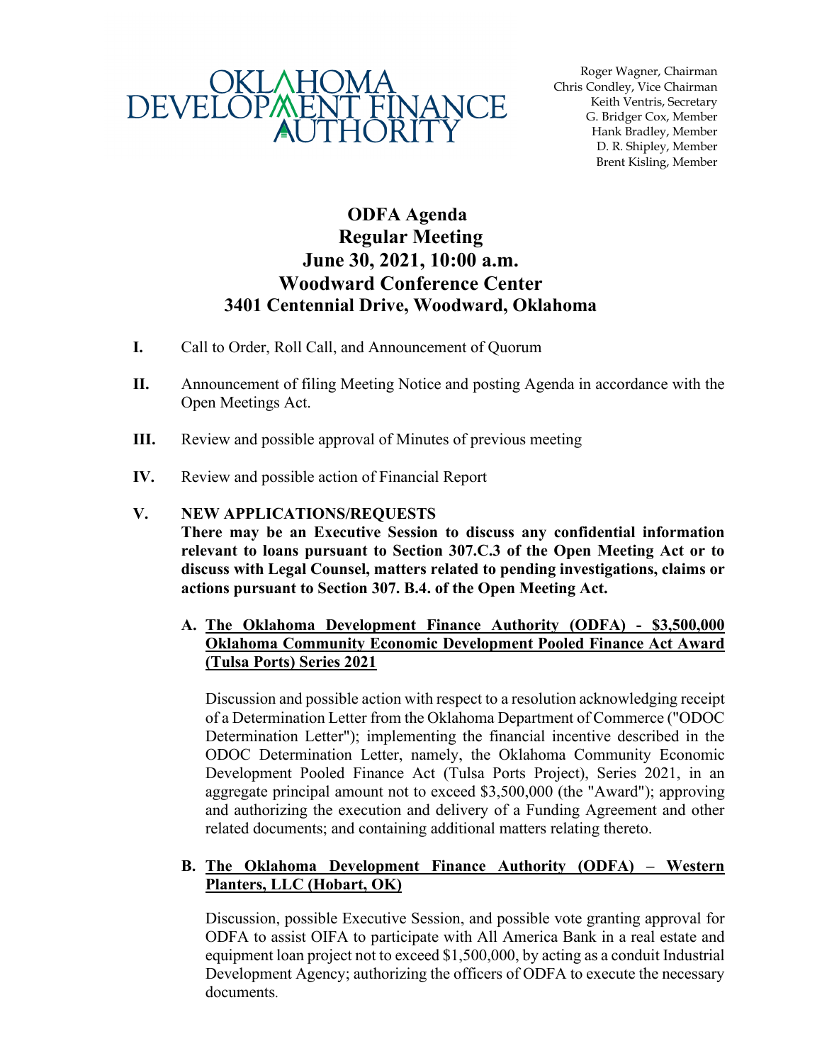OKLAHOMA DEVELOPMENT FINANCE AUTHORITY

Roger Wagner, Chairman
Chris Condley, Vice Chairman
Keith Ventris, Secretary
G. Bridger Cox, Member
Hank Bradley, Member
D. R. Shipley, Member
Brent Kisling, Member

# ODFA Agenda
# Regular Meeting
# June 30, 2021, 10:00 a.m.
# Woodward Conference Center
# 3401 Centennial Drive, Woodward, Oklahoma

**I.** Call to Order, Roll Call, and Announcement of Quorum

**II.** Announcement of filing Meeting Notice and posting Agenda in accordance with the Open Meetings Act.

**III.** Review and possible approval of Minutes of previous meeting

**IV.** Review and possible action of Financial Report

**V. NEW APPLICATIONS/REQUESTS**
**There may be an Executive Session to discuss any confidential information relevant to loans pursuant to Section 307.C.3 of the Open Meeting Act or to discuss with Legal Counsel, matters related to pending investigations, claims or actions pursuant to Section 307. B.4. of the Open Meeting Act.**

**A. The Oklahoma Development Finance Authority (ODFA) - $3,500,000 Oklahoma Community Economic Development Pooled Finance Act Award (Tulsa Ports) Series 2021**

Discussion and possible action with respect to a resolution acknowledging receipt of a Determination Letter from the Oklahoma Department of Commerce ("ODOC Determination Letter"); implementing the financial incentive described in the ODOC Determination Letter, namely, the Oklahoma Community Economic Development Pooled Finance Act (Tulsa Ports Project), Series 2021, in an aggregate principal amount not to exceed $3,500,000 (the "Award"); approving and authorizing the execution and delivery of a Funding Agreement and other related documents; and containing additional matters relating thereto.

**B. The Oklahoma Development Finance Authority (ODFA) – Western Planters, LLC (Hobart, OK)**

Discussion, possible Executive Session, and possible vote granting approval for ODFA to assist OIFA to participate with All America Bank in a real estate and equipment loan project not to exceed $1,500,000, by acting as a conduit Industrial Development Agency; authorizing the officers of ODFA to execute the necessary documents.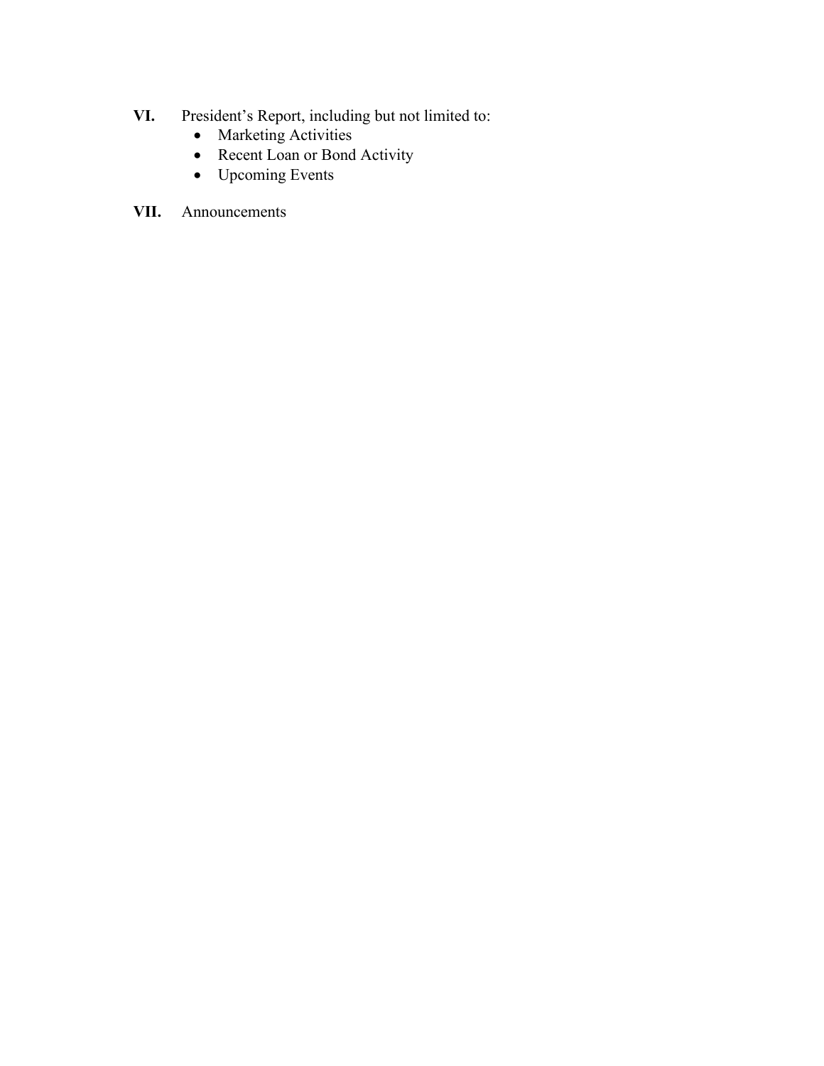**VI.** President's Report, including but not limited to:

- Marketing Activities
- Recent Loan or Bond Activity
- Upcoming Events

**VII.** Announcements